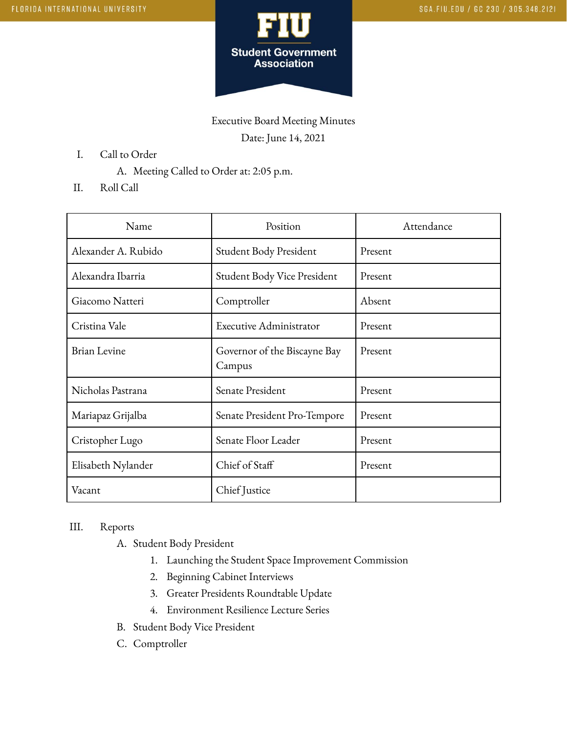# Executive Board Meeting Minutes

Date: June 14, 2021

I. Call to Order
   A. Meeting Called to Order at: 2:05 p.m.

II. Roll Call

| Name | Position | Attendance |
|---|---|---|
| Alexander A. Rubido | Student Body President | Present |
| Alexandra Ibarria | Student Body Vice President | Present |
| Giacomo Natteri | Comptroller | Absent |
| Cristina Vale | Executive Administrator | Present |
| Brian Levine | Governor of the Biscayne Bay Campus | Present |
| Nicholas Pastrana | Senate President | Present |
| Mariapaz Grijalba | Senate President Pro-Tempore | Present |
| Cristopher Lugo | Senate Floor Leader | Present |
| Elisabeth Nylander | Chief of Staff | Present |
| Vacant | Chief Justice | |

III. Reports
   A. Student Body President
      1. Launching the Student Space Improvement Commission
      2. Beginning Cabinet Interviews
      3. Greater Presidents Roundtable Update
      4. Environment Resilience Lecture Series
   B. Student Body Vice President
   C. Comptroller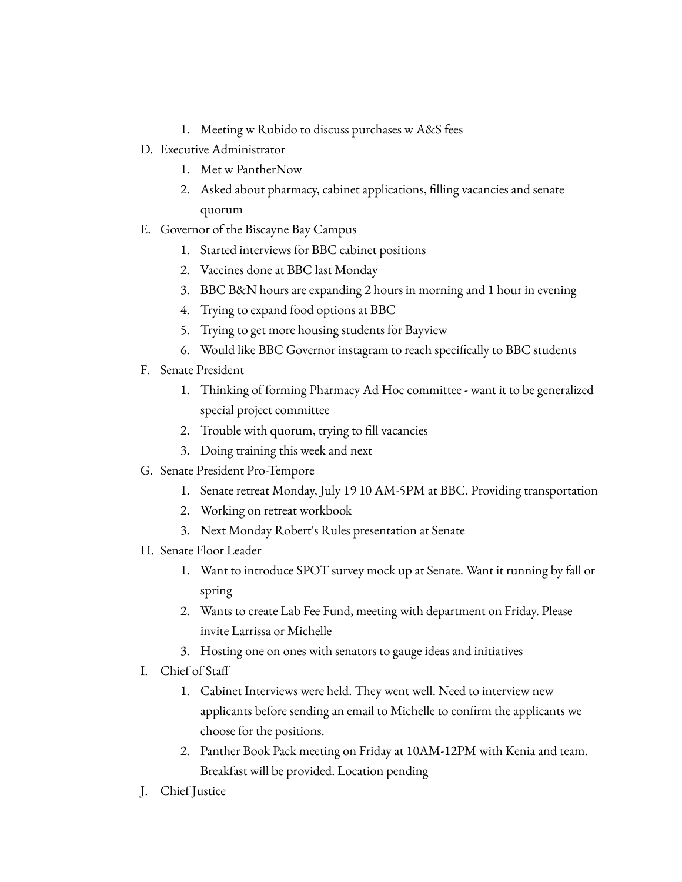1. Meeting w Rubido to discuss purchases w A&S fees

D. Executive Administrator
    1. Met w PantherNow
    2. Asked about pharmacy, cabinet applications, filling vacancies and senate quorum

E. Governor of the Biscayne Bay Campus
    1. Started interviews for BBC cabinet positions
    2. Vaccines done at BBC last Monday
    3. BBC B&N hours are expanding 2 hours in morning and 1 hour in evening
    4. Trying to expand food options at BBC
    5. Trying to get more housing students for Bayview
    6. Would like BBC Governor instagram to reach specifically to BBC students

F. Senate President
    1. Thinking of forming Pharmacy Ad Hoc committee - want it to be generalized special project committee
    2. Trouble with quorum, trying to fill vacancies
    3. Doing training this week and next

G. Senate President Pro-Tempore
    1. Senate retreat Monday, July 19 10 AM-5PM at BBC. Providing transportation
    2. Working on retreat workbook
    3. Next Monday Robert's Rules presentation at Senate

H. Senate Floor Leader
    1. Want to introduce SPOT survey mock up at Senate. Want it running by fall or spring
    2. Wants to create Lab Fee Fund, meeting with department on Friday. Please invite Larrissa or Michelle
    3. Hosting one on ones with senators to gauge ideas and initiatives

I. Chief of Staff
    1. Cabinet Interviews were held. They went well. Need to interview new applicants before sending an email to Michelle to confirm the applicants we choose for the positions.
    2. Panther Book Pack meeting on Friday at 10AM-12PM with Kenia and team. Breakfast will be provided. Location pending

J. Chief Justice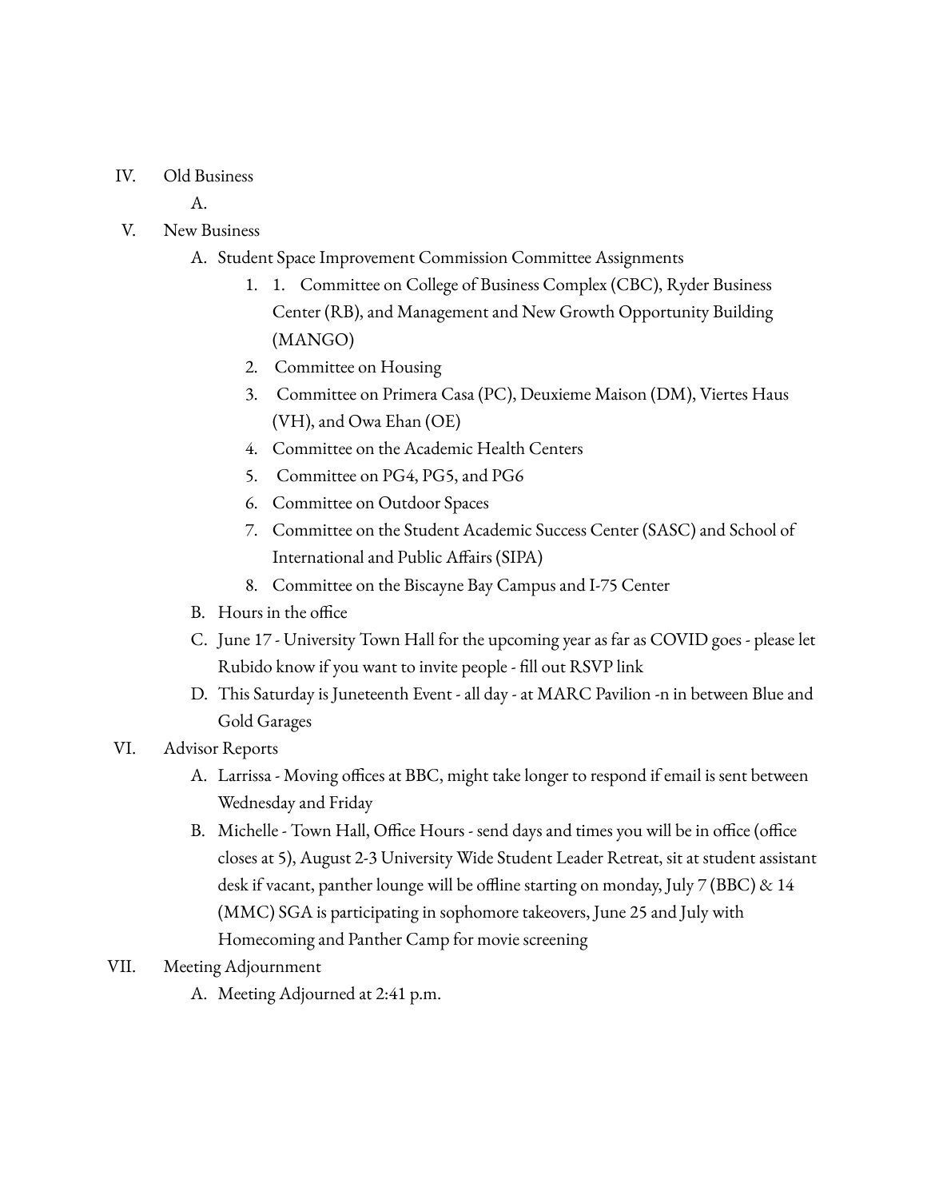IV. Old Business

A.

V. New Business

A. Student Space Improvement Commission Committee Assignments

1. 1. Committee on College of Business Complex (CBC), Ryder Business Center (RB), and Management and New Growth Opportunity Building (MANGO)
2. Committee on Housing
3. Committee on Primera Casa (PC), Deuxieme Maison (DM), Viertes Haus (VH), and Owa Ehan (OE)
4. Committee on the Academic Health Centers
5. Committee on PG4, PG5, and PG6
6. Committee on Outdoor Spaces
7. Committee on the Student Academic Success Center (SASC) and School of International and Public Affairs (SIPA)
8. Committee on the Biscayne Bay Campus and I-75 Center

B. Hours in the office

C. June 17 - University Town Hall for the upcoming year as far as COVID goes - please let Rubido know if you want to invite people - fill out RSVP link

D. This Saturday is Juneteenth Event - all day - at MARC Pavilion -n in between Blue and Gold Garages

VI. Advisor Reports

A. Larrissa - Moving offices at BBC, might take longer to respond if email is sent between Wednesday and Friday

B. Michelle - Town Hall, Office Hours - send days and times you will be in office (office closes at 5), August 2-3 University Wide Student Leader Retreat, sit at student assistant desk if vacant, panther lounge will be offline starting on monday, July 7 (BBC) & 14 (MMC) SGA is participating in sophomore takeovers, June 25 and July with Homecoming and Panther Camp for movie screening

VII. Meeting Adjournment

A. Meeting Adjourned at 2:41 p.m.